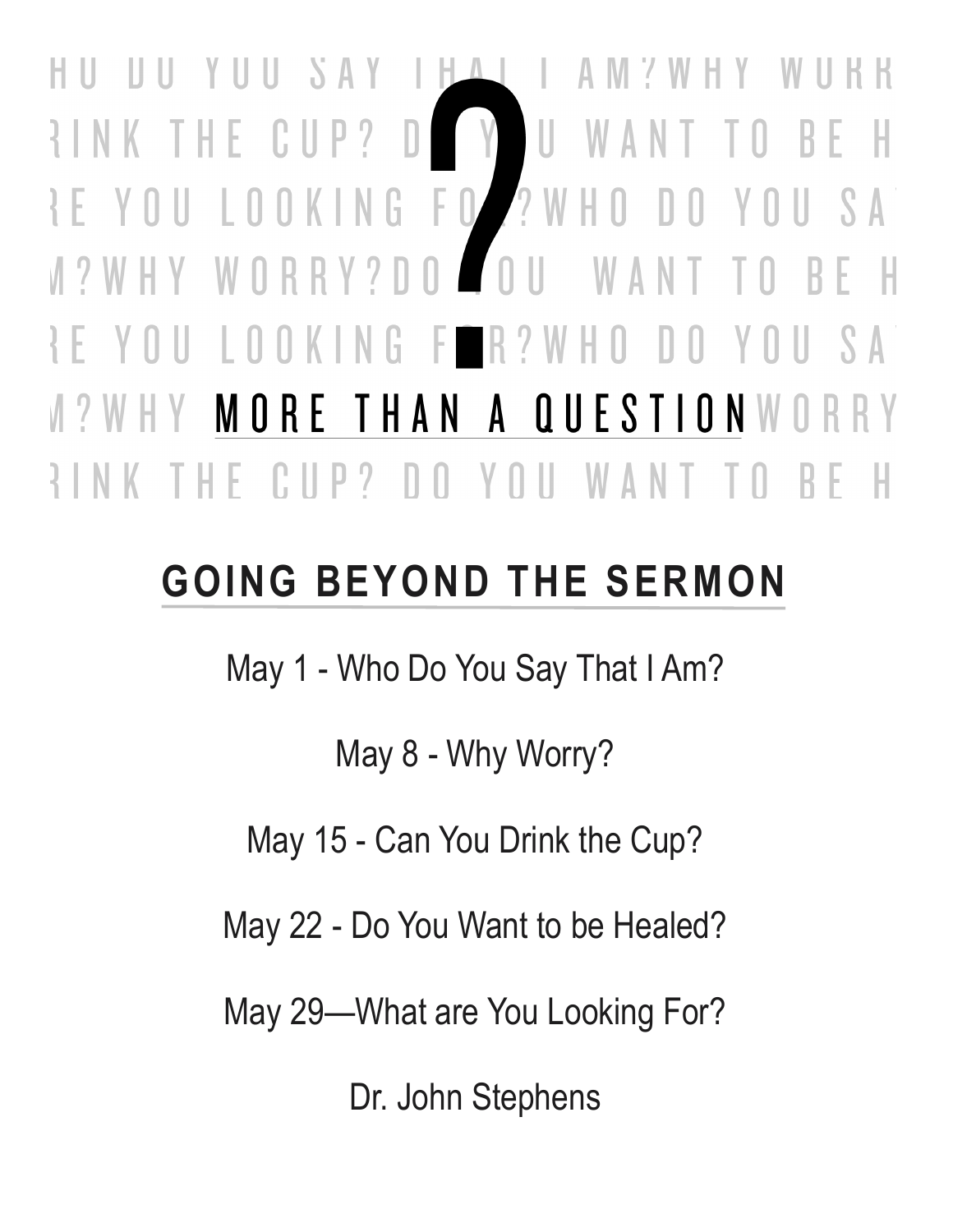# MORE THAN A QUESTION

## GOING BEYOND THE SERMON

May 1 - Who Do You Say That I Am?

May 8 - Why Worry?

May 15 - Can You Drink the Cup?

May 22 - Do You Want to be Healed?

May 29—What are You Looking For?

Dr. John Stephens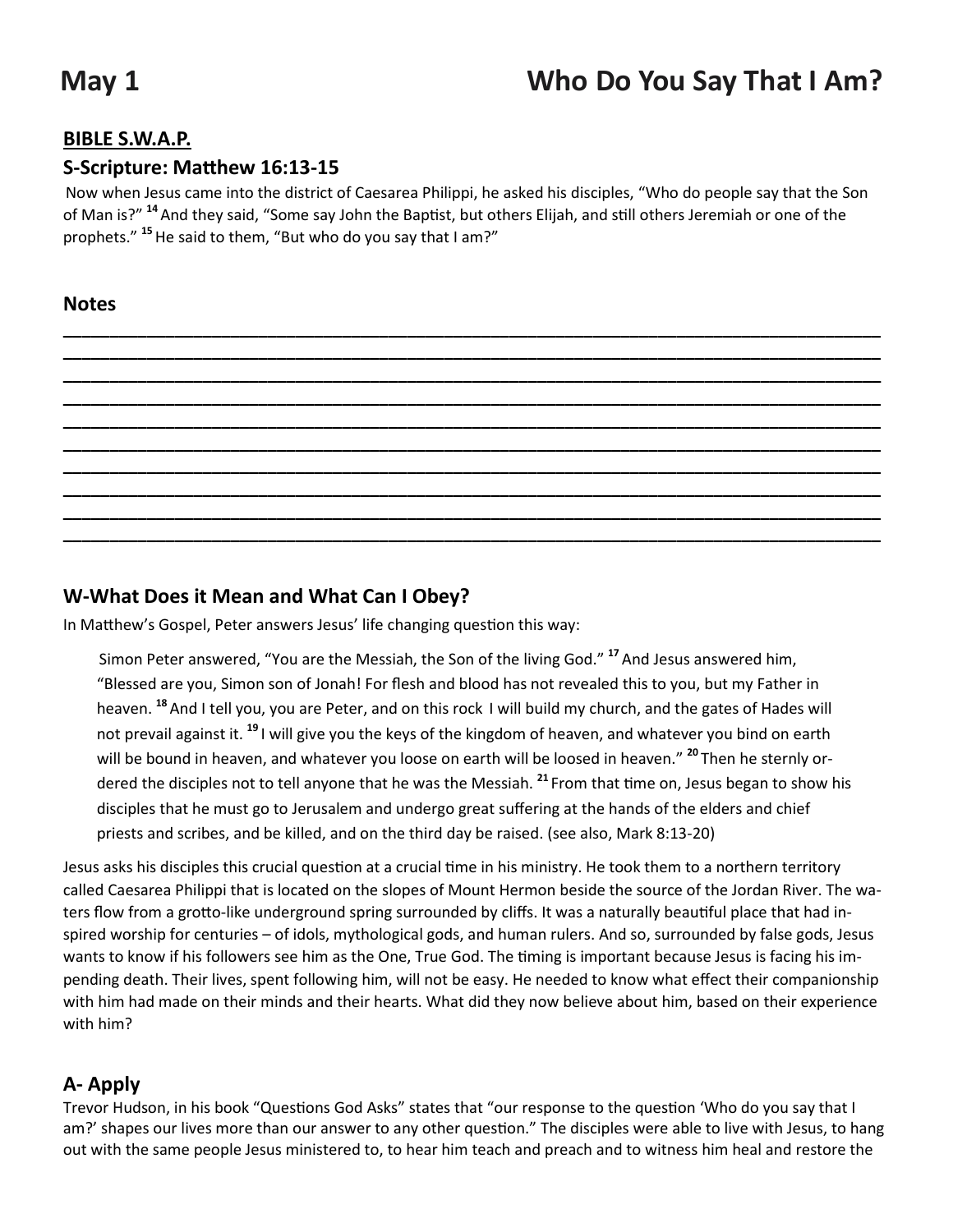# May 1 — Who Do You Say That I Am?

## BIBLE S.W.A.P.

### S-Scripture: Matthew 16:13-15

Now when Jesus came into the district of Caesarea Philippi, he asked his disciples, "Who do people say that the Son of Man is?" [14] And they said, "Some say John the Baptist, but others Elijah, and still others Jeremiah or one of the prophets." [15] He said to them, "But who do you say that I am?"

### Notes

______________________________________________________________________

______________________________________________________________________

______________________________________________________________________

______________________________________________________________________

______________________________________________________________________

______________________________________________________________________

______________________________________________________________________

______________________________________________________________________

______________________________________________________________________

______________________________________________________________________

### W-What Does it Mean and What Can I Obey?

In Matthew's Gospel, Peter answers Jesus' life changing question this way:

> Simon Peter answered, "You are the Messiah, the Son of the living God." [17] And Jesus answered him, "Blessed are you, Simon son of Jonah! For flesh and blood has not revealed this to you, but my Father in heaven. [18] And I tell you, you are Peter, and on this rock I will build my church, and the gates of Hades will not prevail against it. [19] I will give you the keys of the kingdom of heaven, and whatever you bind on earth will be bound in heaven, and whatever you loose on earth will be loosed in heaven." [20] Then he sternly ordered the disciples not to tell anyone that he was the Messiah. [21] From that time on, Jesus began to show his disciples that he must go to Jerusalem and undergo great suffering at the hands of the elders and chief priests and scribes, and be killed, and on the third day be raised. (see also, Mark 8:13-20)

Jesus asks his disciples this crucial question at a crucial time in his ministry. He took them to a northern territory called Caesarea Philippi that is located on the slopes of Mount Hermon beside the source of the Jordan River. The waters flow from a grotto-like underground spring surrounded by cliffs. It was a naturally beautiful place that had inspired worship for centuries – of idols, mythological gods, and human rulers. And so, surrounded by false gods, Jesus wants to know if his followers see him as the One, True God. The timing is important because Jesus is facing his impending death. Their lives, spent following him, will not be easy. He needed to know what effect their companionship with him had made on their minds and their hearts. What did they now believe about him, based on their experience with him?

### A- Apply

Trevor Hudson, in his book "Questions God Asks" states that "our response to the question 'Who do you say that I am?' shapes our lives more than our answer to any other question." The disciples were able to live with Jesus, to hang out with the same people Jesus ministered to, to hear him teach and preach and to witness him heal and restore the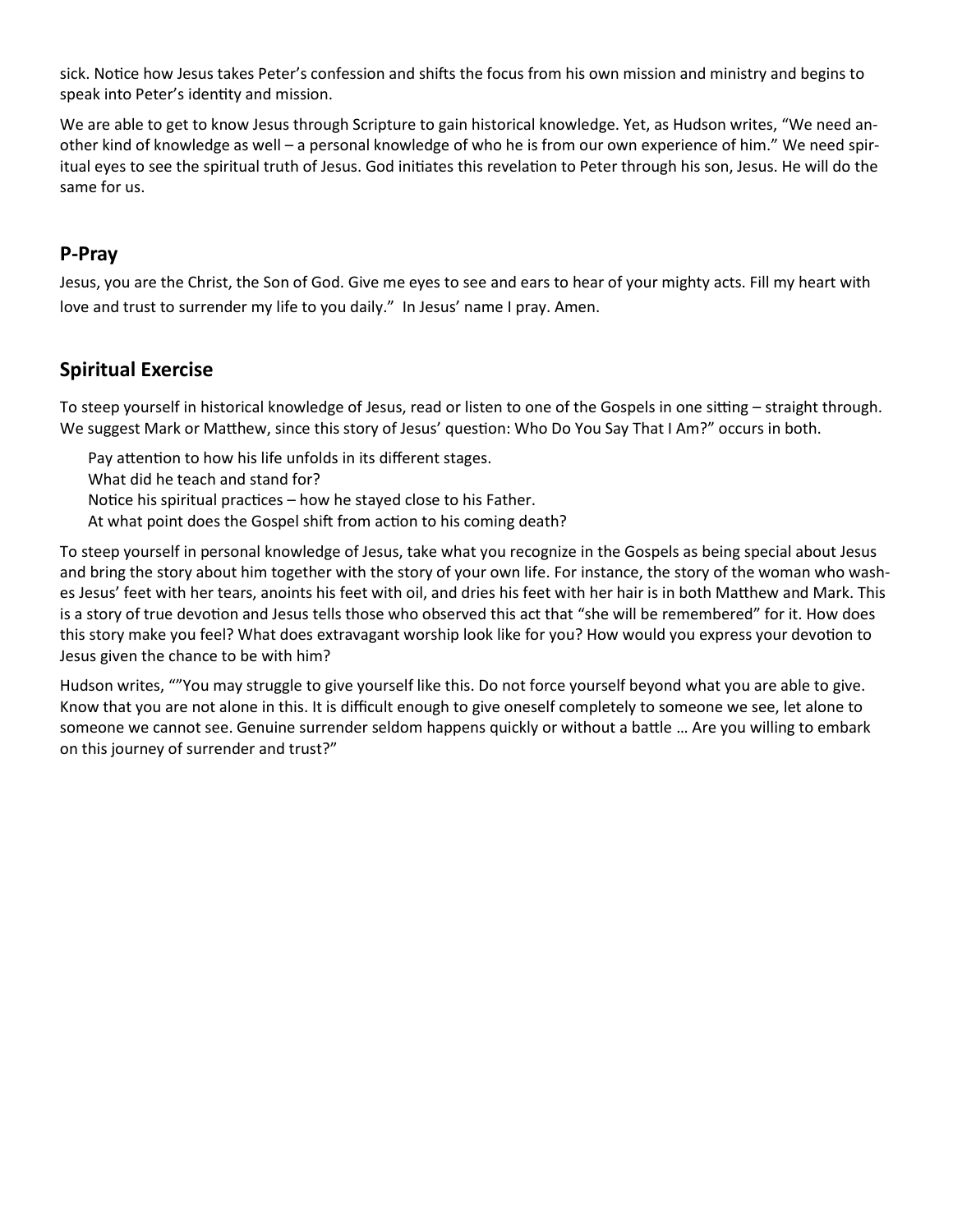sick. Notice how Jesus takes Peter's confession and shifts the focus from his own mission and ministry and begins to speak into Peter's identity and mission.

We are able to get to know Jesus through Scripture to gain historical knowledge. Yet, as Hudson writes, "We need another kind of knowledge as well – a personal knowledge of who he is from our own experience of him." We need spiritual eyes to see the spiritual truth of Jesus. God initiates this revelation to Peter through his son, Jesus. He will do the same for us.

## P-Pray

Jesus, you are the Christ, the Son of God. Give me eyes to see and ears to hear of your mighty acts. Fill my heart with love and trust to surrender my life to you daily." In Jesus' name I pray. Amen.

## Spiritual Exercise

To steep yourself in historical knowledge of Jesus, read or listen to one of the Gospels in one sitting – straight through. We suggest Mark or Matthew, since this story of Jesus' question: Who Do You Say That I Am?" occurs in both.

Pay attention to how his life unfolds in its different stages.  
What did he teach and stand for?  
Notice his spiritual practices – how he stayed close to his Father.  
At what point does the Gospel shift from action to his coming death?

To steep yourself in personal knowledge of Jesus, take what you recognize in the Gospels as being special about Jesus and bring the story about him together with the story of your own life. For instance, the story of the woman who washes Jesus' feet with her tears, anoints his feet with oil, and dries his feet with her hair is in both Matthew and Mark. This is a story of true devotion and Jesus tells those who observed this act that "she will be remembered" for it. How does this story make you feel? What does extravagant worship look like for you? How would you express your devotion to Jesus given the chance to be with him?

Hudson writes, ""You may struggle to give yourself like this. Do not force yourself beyond what you are able to give. Know that you are not alone in this. It is difficult enough to give oneself completely to someone we see, let alone to someone we cannot see. Genuine surrender seldom happens quickly or without a battle … Are you willing to embark on this journey of surrender and trust?"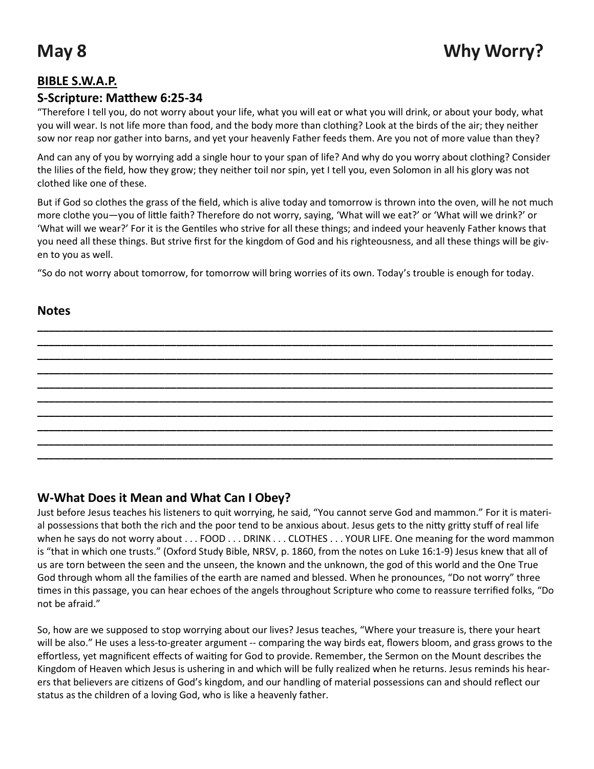# May 8 Why Worry?

## BIBLE S.W.A.P.

### S-Scripture: Matthew 6:25-34

"Therefore I tell you, do not worry about your life, what you will eat or what you will drink, or about your body, what you will wear. Is not life more than food, and the body more than clothing? Look at the birds of the air; they neither sow nor reap nor gather into barns, and yet your heavenly Father feeds them. Are you not of more value than they?

And can any of you by worrying add a single hour to your span of life? And why do you worry about clothing? Consider the lilies of the field, how they grow; they neither toil nor spin, yet I tell you, even Solomon in all his glory was not clothed like one of these.

But if God so clothes the grass of the field, which is alive today and tomorrow is thrown into the oven, will he not much more clothe you—you of little faith? Therefore do not worry, saying, 'What will we eat?' or 'What will we drink?' or 'What will we wear?' For it is the Gentiles who strive for all these things; and indeed your heavenly Father knows that you need all these things. But strive first for the kingdom of God and his righteousness, and all these things will be given to you as well.

"So do not worry about tomorrow, for tomorrow will bring worries of its own. Today's trouble is enough for today.

### Notes

______________________________________________________________________________
______________________________________________________________________________
______________________________________________________________________________
______________________________________________________________________________
______________________________________________________________________________
______________________________________________________________________________
______________________________________________________________________________
______________________________________________________________________________
______________________________________________________________________________
______________________________________________________________________________

### W-What Does it Mean and What Can I Obey?

Just before Jesus teaches his listeners to quit worrying, he said, "You cannot serve God and mammon." For it is material possessions that both the rich and the poor tend to be anxious about. Jesus gets to the nitty gritty stuff of real life when he says do not worry about . . . FOOD . . . DRINK . . . CLOTHES . . . YOUR LIFE. One meaning for the word mammon is "that in which one trusts." (Oxford Study Bible, NRSV, p. 1860, from the notes on Luke 16:1-9) Jesus knew that all of us are torn between the seen and the unseen, the known and the unknown, the god of this world and the One True God through whom all the families of the earth are named and blessed. When he pronounces, "Do not worry" three times in this passage, you can hear echoes of the angels throughout Scripture who come to reassure terrified folks, "Do not be afraid."

So, how are we supposed to stop worrying about our lives? Jesus teaches, "Where your treasure is, there your heart will be also." He uses a less-to-greater argument -- comparing the way birds eat, flowers bloom, and grass grows to the effortless, yet magnificent effects of waiting for God to provide. Remember, the Sermon on the Mount describes the Kingdom of Heaven which Jesus is ushering in and which will be fully realized when he returns. Jesus reminds his hearers that believers are citizens of God's kingdom, and our handling of material possessions can and should reflect our status as the children of a loving God, who is like a heavenly father.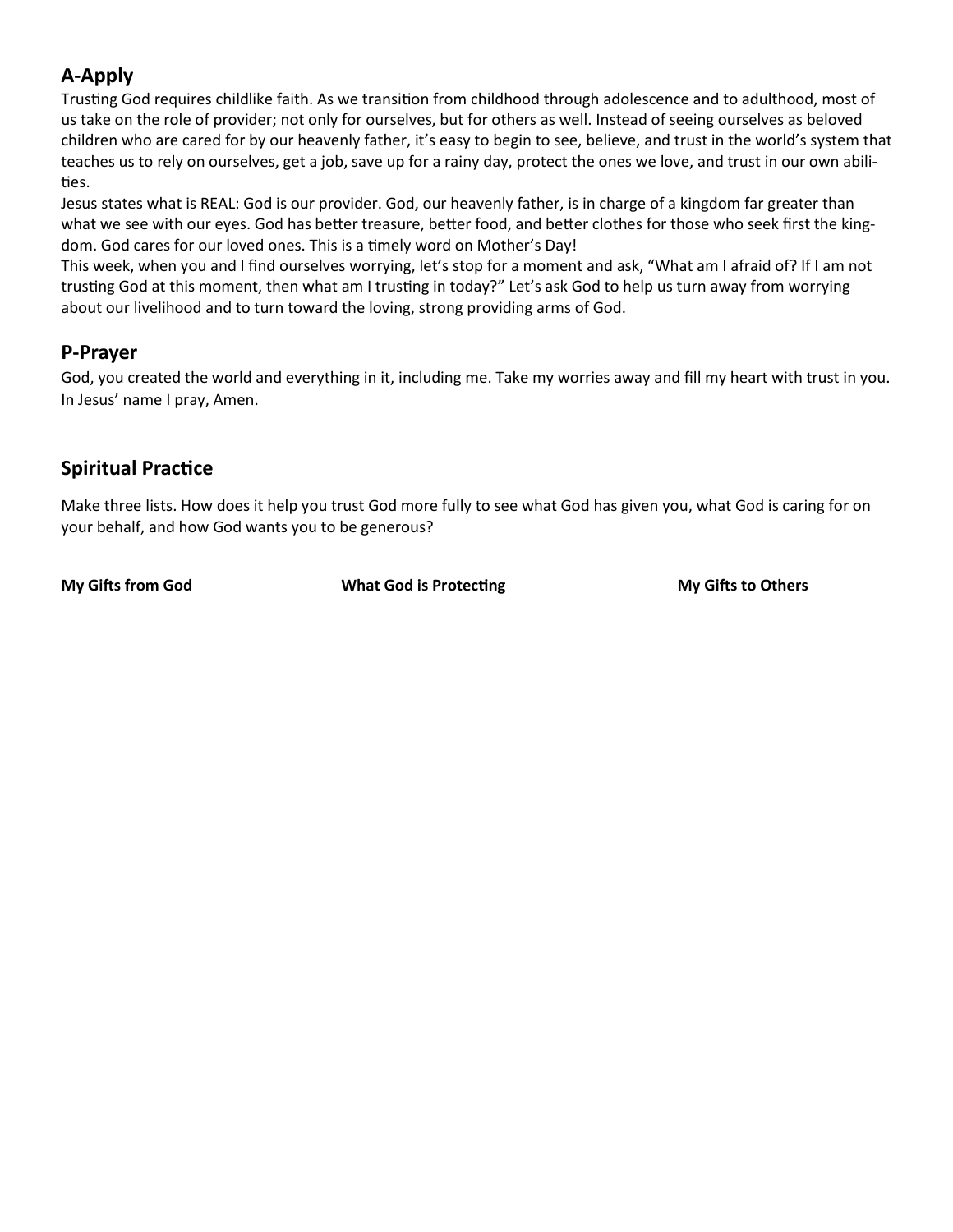## A-Apply

Trusting God requires childlike faith. As we transition from childhood through adolescence and to adulthood, most of us take on the role of provider; not only for ourselves, but for others as well. Instead of seeing ourselves as beloved children who are cared for by our heavenly father, it's easy to begin to see, believe, and trust in the world's system that teaches us to rely on ourselves, get a job, save up for a rainy day, protect the ones we love, and trust in our own abilities.

Jesus states what is REAL: God is our provider. God, our heavenly father, is in charge of a kingdom far greater than what we see with our eyes. God has better treasure, better food, and better clothes for those who seek first the kingdom. God cares for our loved ones. This is a timely word on Mother's Day!

This week, when you and I find ourselves worrying, let's stop for a moment and ask, "What am I afraid of? If I am not trusting God at this moment, then what am I trusting in today?" Let's ask God to help us turn away from worrying about our livelihood and to turn toward the loving, strong providing arms of God.

## P-Prayer

God, you created the world and everything in it, including me. Take my worries away and fill my heart with trust in you. In Jesus' name I pray, Amen.

## Spiritual Practice

Make three lists. How does it help you trust God more fully to see what God has given you, what God is caring for on your behalf, and how God wants you to be generous?

| **My Gifts from God** | **What God is Protecting** | **My Gifts to Others** |
|---|---|---|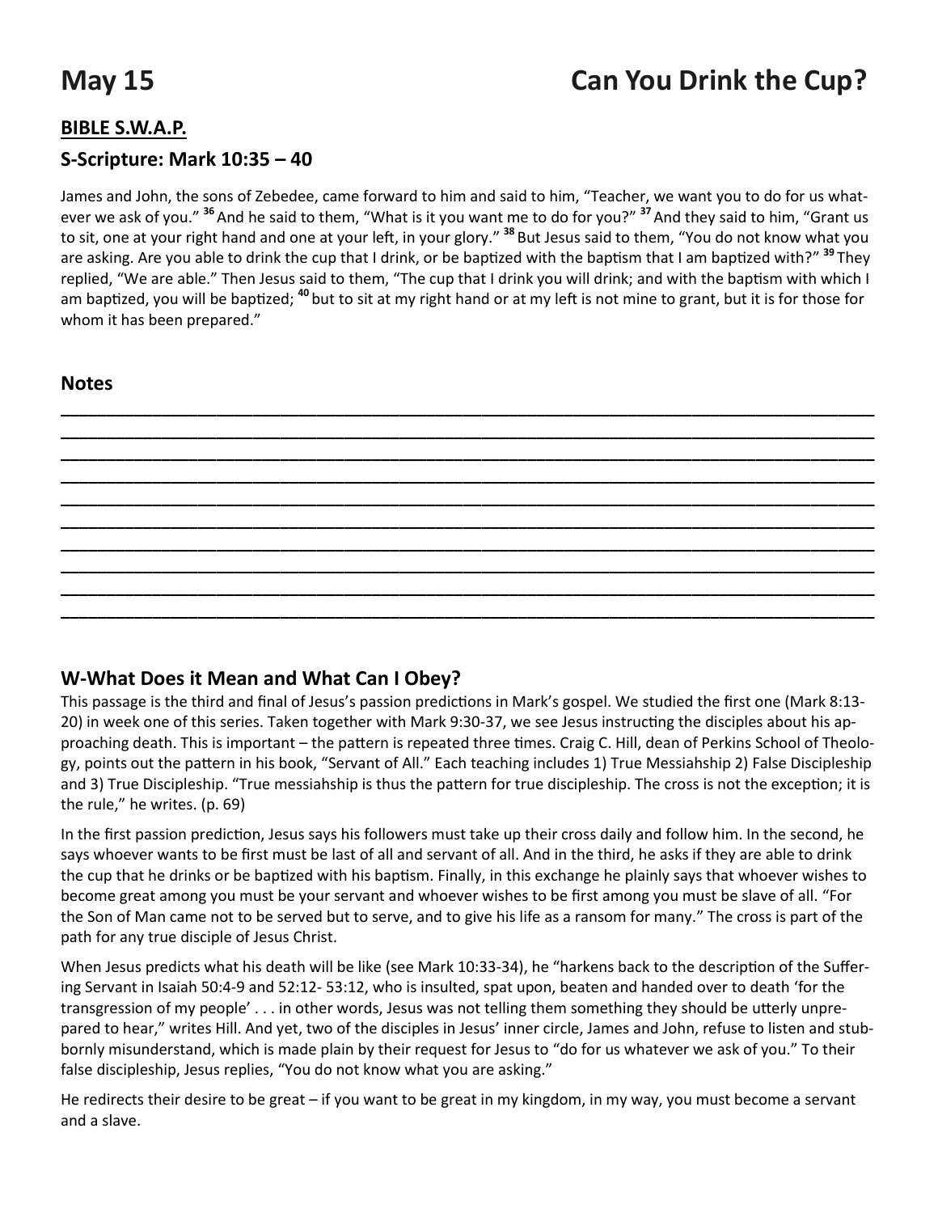# May 15 — Can You Drink the Cup?

## BIBLE S.W.A.P.

### S-Scripture: Mark 10:35 – 40

James and John, the sons of Zebedee, came forward to him and said to him, "Teacher, we want you to do for us whatever we ask of you." [36] And he said to them, "What is it you want me to do for you?" [37] And they said to him, "Grant us to sit, one at your right hand and one at your left, in your glory." [38] But Jesus said to them, "You do not know what you are asking. Are you able to drink the cup that I drink, or be baptized with the baptism that I am baptized with?" [39] They replied, "We are able." Then Jesus said to them, "The cup that I drink you will drink; and with the baptism with which I am baptized, you will be baptized; [40] but to sit at my right hand or at my left is not mine to grant, but it is for those for whom it has been prepared."

### Notes

______________________________________________________________________________
______________________________________________________________________________
______________________________________________________________________________
______________________________________________________________________________
______________________________________________________________________________
______________________________________________________________________________
______________________________________________________________________________
______________________________________________________________________________
______________________________________________________________________________
______________________________________________________________________________

### W-What Does it Mean and What Can I Obey?

This passage is the third and final of Jesus's passion predictions in Mark's gospel. We studied the first one (Mark 8:13-20) in week one of this series. Taken together with Mark 9:30-37, we see Jesus instructing the disciples about his approaching death. This is important – the pattern is repeated three times. Craig C. Hill, dean of Perkins School of Theology, points out the pattern in his book, "Servant of All." Each teaching includes 1) True Messiahship 2) False Discipleship and 3) True Discipleship. "True messiahship is thus the pattern for true discipleship. The cross is not the exception; it is the rule," he writes. (p. 69)

In the first passion prediction, Jesus says his followers must take up their cross daily and follow him. In the second, he says whoever wants to be first must be last of all and servant of all. And in the third, he asks if they are able to drink the cup that he drinks or be baptized with his baptism. Finally, in this exchange he plainly says that whoever wishes to become great among you must be your servant and whoever wishes to be first among you must be slave of all. "For the Son of Man came not to be served but to serve, and to give his life as a ransom for many." The cross is part of the path for any true disciple of Jesus Christ.

When Jesus predicts what his death will be like (see Mark 10:33-34), he "harkens back to the description of the Suffering Servant in Isaiah 50:4-9 and 52:12- 53:12, who is insulted, spat upon, beaten and handed over to death 'for the transgression of my people' . . . in other words, Jesus was not telling them something they should be utterly unprepared to hear," writes Hill. And yet, two of the disciples in Jesus' inner circle, James and John, refuse to listen and stubbornly misunderstand, which is made plain by their request for Jesus to "do for us whatever we ask of you." To their false discipleship, Jesus replies, "You do not know what you are asking."

He redirects their desire to be great – if you want to be great in my kingdom, in my way, you must become a servant and a slave.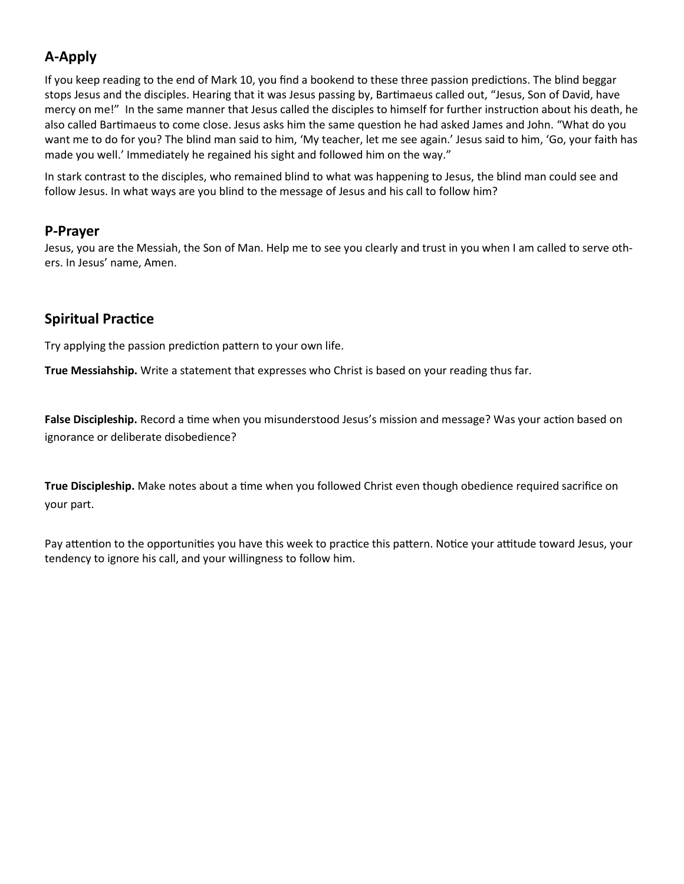## A-Apply

If you keep reading to the end of Mark 10, you find a bookend to these three passion predictions. The blind beggar stops Jesus and the disciples. Hearing that it was Jesus passing by, Bartimaeus called out, "Jesus, Son of David, have mercy on me!" In the same manner that Jesus called the disciples to himself for further instruction about his death, he also called Bartimaeus to come close. Jesus asks him the same question he had asked James and John. "What do you want me to do for you? The blind man said to him, 'My teacher, let me see again.' Jesus said to him, 'Go, your faith has made you well.' Immediately he regained his sight and followed him on the way."

In stark contrast to the disciples, who remained blind to what was happening to Jesus, the blind man could see and follow Jesus. In what ways are you blind to the message of Jesus and his call to follow him?

## P-Prayer

Jesus, you are the Messiah, the Son of Man. Help me to see you clearly and trust in you when I am called to serve others. In Jesus' name, Amen.

## Spiritual Practice

Try applying the passion prediction pattern to your own life.

**True Messiahship.** Write a statement that expresses who Christ is based on your reading thus far.

**False Discipleship.** Record a time when you misunderstood Jesus's mission and message? Was your action based on ignorance or deliberate disobedience?

**True Discipleship.** Make notes about a time when you followed Christ even though obedience required sacrifice on your part.

Pay attention to the opportunities you have this week to practice this pattern. Notice your attitude toward Jesus, your tendency to ignore his call, and your willingness to follow him.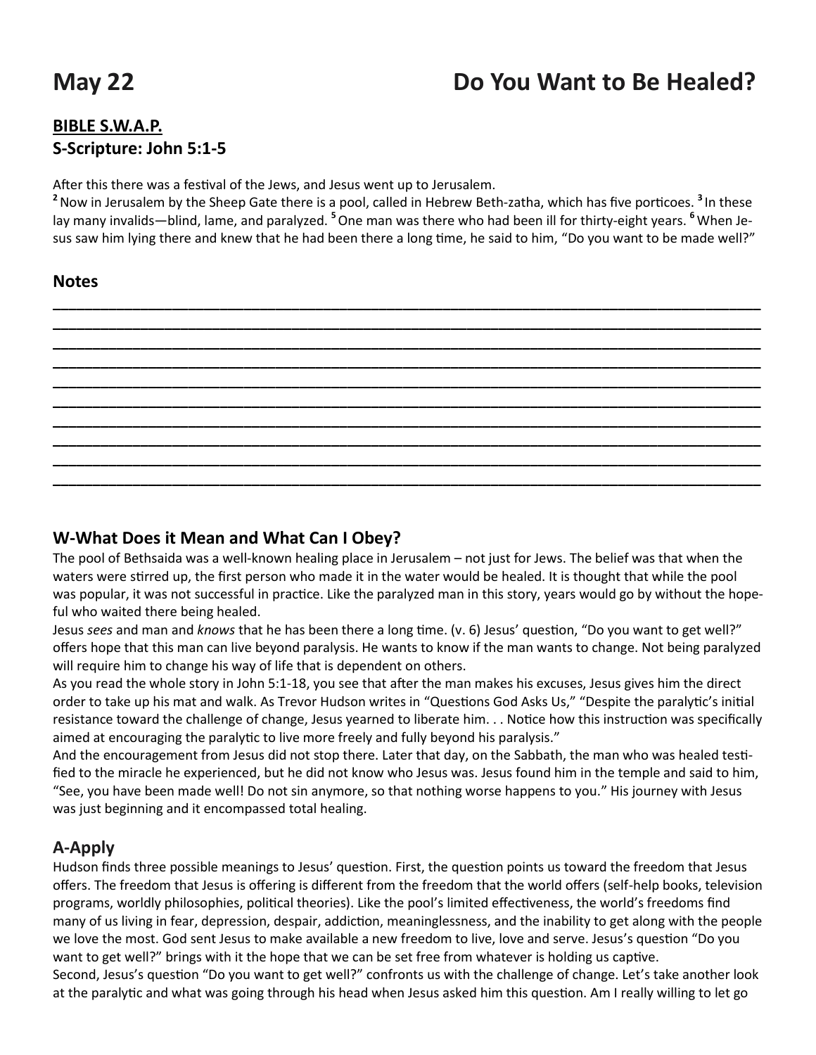# May 22 Do You Want to Be Healed?

## **BIBLE S.W.A.P.**

## S-Scripture: John 5:1-5

After this there was a festival of the Jews, and Jesus went up to Jerusalem.
[2] Now in Jerusalem by the Sheep Gate there is a pool, called in Hebrew Beth-zatha, which has five porticoes. [3] In these lay many invalids—blind, lame, and paralyzed. [5] One man was there who had been ill for thirty-eight years. [6] When Jesus saw him lying there and knew that he had been there a long time, he said to him, "Do you want to be made well?"

## Notes

______________________________________________________________________________
______________________________________________________________________________
______________________________________________________________________________
______________________________________________________________________________
______________________________________________________________________________
______________________________________________________________________________
______________________________________________________________________________
______________________________________________________________________________
______________________________________________________________________________
______________________________________________________________________________

## W-What Does it Mean and What Can I Obey?

The pool of Bethsaida was a well-known healing place in Jerusalem – not just for Jews. The belief was that when the waters were stirred up, the first person who made it in the water would be healed. It is thought that while the pool was popular, it was not successful in practice. Like the paralyzed man in this story, years would go by without the hopeful who waited there being healed.

Jesus *sees* and man and *knows* that he has been there a long time. (v. 6) Jesus' question, "Do you want to get well?" offers hope that this man can live beyond paralysis. He wants to know if the man wants to change. Not being paralyzed will require him to change his way of life that is dependent on others.

As you read the whole story in John 5:1-18, you see that after the man makes his excuses, Jesus gives him the direct order to take up his mat and walk. As Trevor Hudson writes in "Questions God Asks Us," "Despite the paralytic's initial resistance toward the challenge of change, Jesus yearned to liberate him. . . Notice how this instruction was specifically aimed at encouraging the paralytic to live more freely and fully beyond his paralysis."

And the encouragement from Jesus did not stop there. Later that day, on the Sabbath, the man who was healed testified to the miracle he experienced, but he did not know who Jesus was. Jesus found him in the temple and said to him, "See, you have been made well! Do not sin anymore, so that nothing worse happens to you." His journey with Jesus was just beginning and it encompassed total healing.

## A-Apply

Hudson finds three possible meanings to Jesus' question. First, the question points us toward the freedom that Jesus offers. The freedom that Jesus is offering is different from the freedom that the world offers (self-help books, television programs, worldly philosophies, political theories). Like the pool's limited effectiveness, the world's freedoms find many of us living in fear, depression, despair, addiction, meaninglessness, and the inability to get along with the people we love the most. God sent Jesus to make available a new freedom to live, love and serve. Jesus's question "Do you want to get well?" brings with it the hope that we can be set free from whatever is holding us captive.

Second, Jesus's question "Do you want to get well?" confronts us with the challenge of change. Let's take another look at the paralytic and what was going through his head when Jesus asked him this question. Am I really willing to let go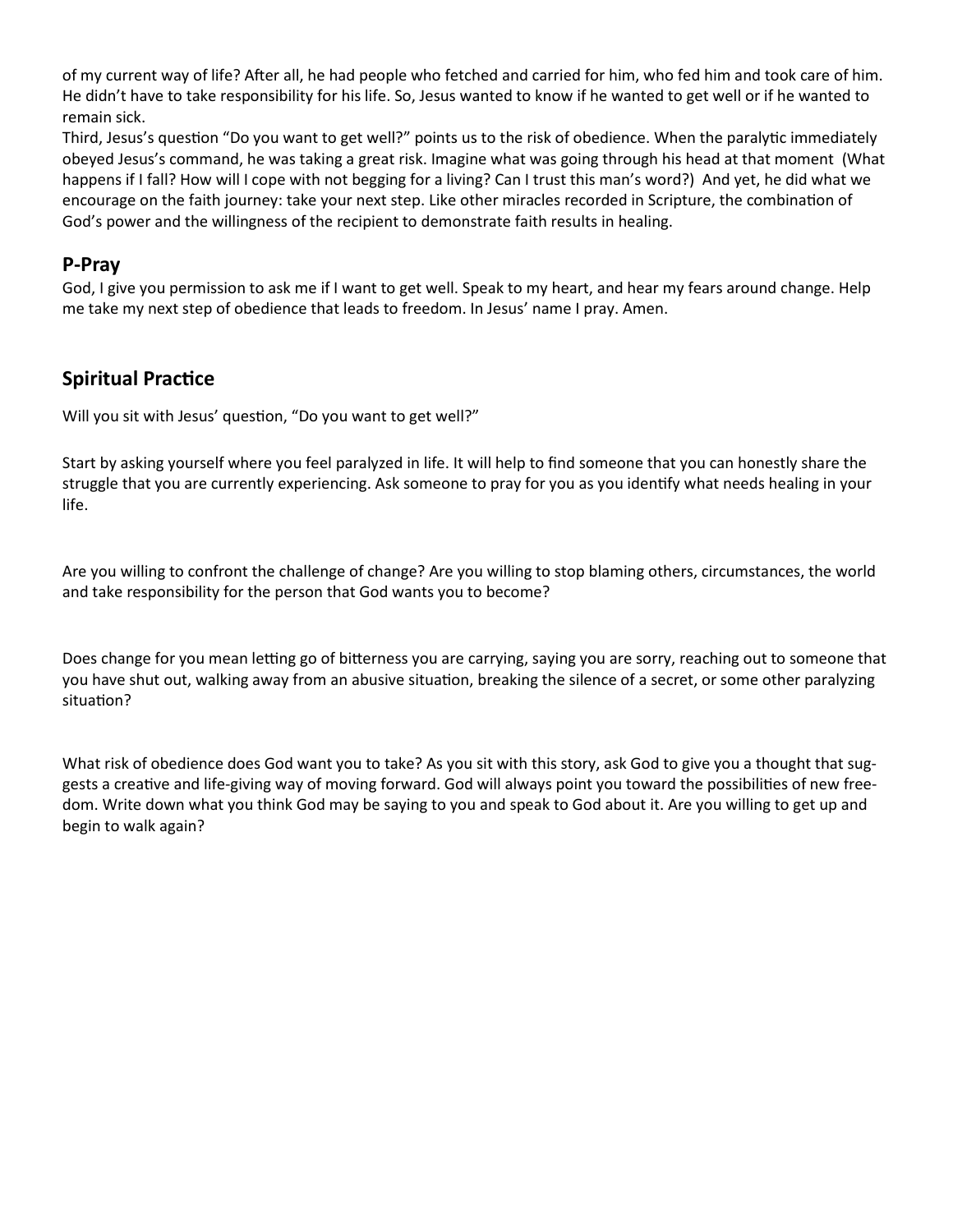of my current way of life? After all, he had people who fetched and carried for him, who fed him and took care of him. He didn't have to take responsibility for his life. So, Jesus wanted to know if he wanted to get well or if he wanted to remain sick.

Third, Jesus's question "Do you want to get well?" points us to the risk of obedience. When the paralytic immediately obeyed Jesus's command, he was taking a great risk. Imagine what was going through his head at that moment (What happens if I fall? How will I cope with not begging for a living? Can I trust this man's word?) And yet, he did what we encourage on the faith journey: take your next step. Like other miracles recorded in Scripture, the combination of God's power and the willingness of the recipient to demonstrate faith results in healing.

## P-Pray

God, I give you permission to ask me if I want to get well. Speak to my heart, and hear my fears around change. Help me take my next step of obedience that leads to freedom. In Jesus' name I pray. Amen.

## Spiritual Practice

Will you sit with Jesus' question, "Do you want to get well?"

Start by asking yourself where you feel paralyzed in life. It will help to find someone that you can honestly share the struggle that you are currently experiencing. Ask someone to pray for you as you identify what needs healing in your life.

Are you willing to confront the challenge of change? Are you willing to stop blaming others, circumstances, the world and take responsibility for the person that God wants you to become?

Does change for you mean letting go of bitterness you are carrying, saying you are sorry, reaching out to someone that you have shut out, walking away from an abusive situation, breaking the silence of a secret, or some other paralyzing situation?

What risk of obedience does God want you to take? As you sit with this story, ask God to give you a thought that suggests a creative and life-giving way of moving forward. God will always point you toward the possibilities of new freedom. Write down what you think God may be saying to you and speak to God about it. Are you willing to get up and begin to walk again?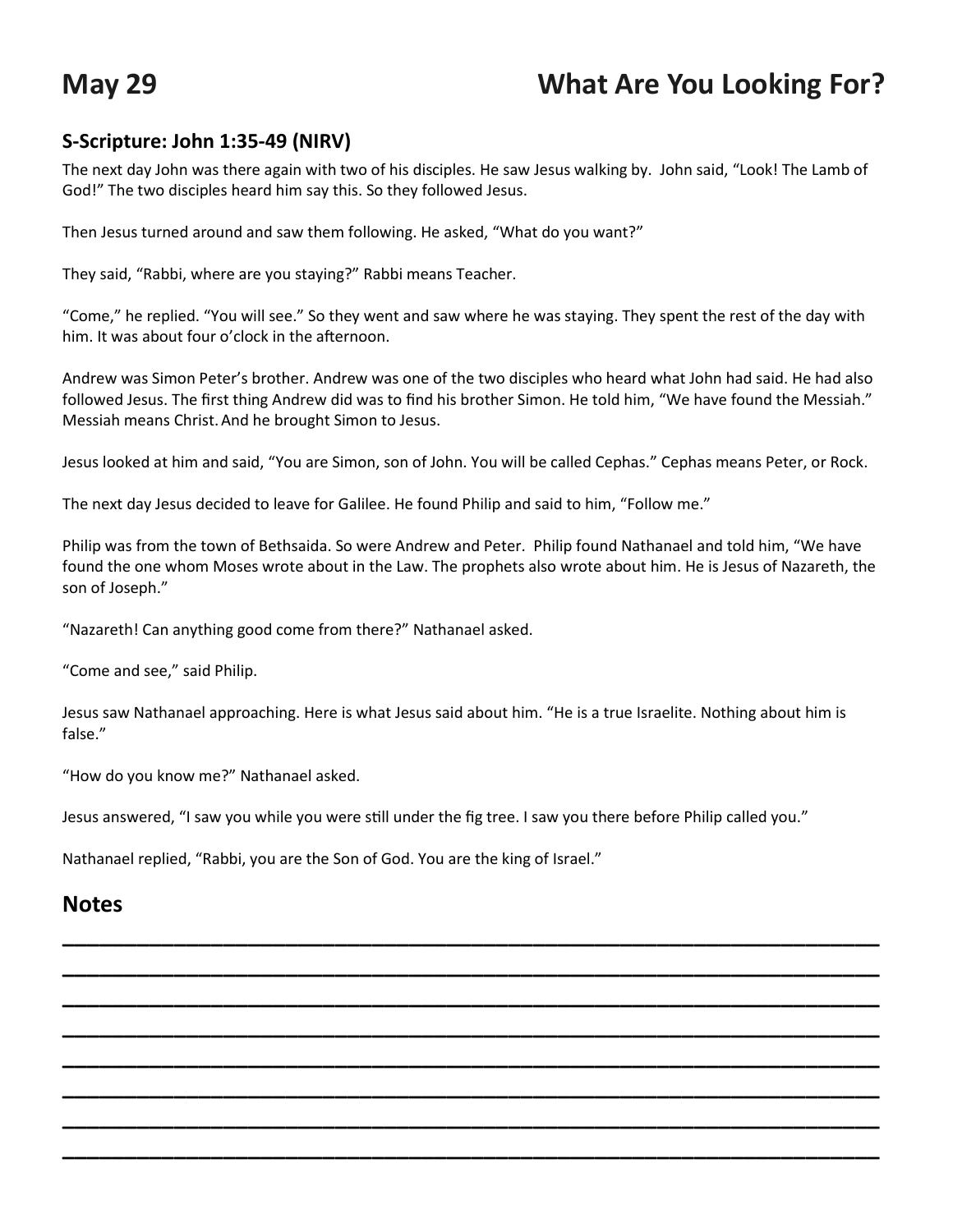# May 29 What Are You Looking For?

### S-Scripture: John 1:35-49 (NIRV)

The next day John was there again with two of his disciples. He saw Jesus walking by. John said, “Look! The Lamb of God!” The two disciples heard him say this. So they followed Jesus.

Then Jesus turned around and saw them following. He asked, “What do you want?”

They said, “Rabbi, where are you staying?” Rabbi means Teacher.

“Come,” he replied. “You will see.” So they went and saw where he was staying. They spent the rest of the day with him. It was about four o’clock in the afternoon.

Andrew was Simon Peter’s brother. Andrew was one of the two disciples who heard what John had said. He had also followed Jesus. The first thing Andrew did was to find his brother Simon. He told him, “We have found the Messiah.” Messiah means Christ. And he brought Simon to Jesus.

Jesus looked at him and said, “You are Simon, son of John. You will be called Cephas.” Cephas means Peter, or Rock.

The next day Jesus decided to leave for Galilee. He found Philip and said to him, “Follow me.”

Philip was from the town of Bethsaida. So were Andrew and Peter. Philip found Nathanael and told him, “We have found the one whom Moses wrote about in the Law. The prophets also wrote about him. He is Jesus of Nazareth, the son of Joseph.”

“Nazareth! Can anything good come from there?” Nathanael asked.

“Come and see,” said Philip.

Jesus saw Nathanael approaching. Here is what Jesus said about him. “He is a true Israelite. Nothing about him is false.”

“How do you know me?” Nathanael asked.

Jesus answered, “I saw you while you were still under the fig tree. I saw you there before Philip called you.”

Nathanael replied, “Rabbi, you are the Son of God. You are the king of Israel.”

## Notes

________________________________________________________________________

________________________________________________________________________

________________________________________________________________________

________________________________________________________________________

________________________________________________________________________

________________________________________________________________________

________________________________________________________________________

________________________________________________________________________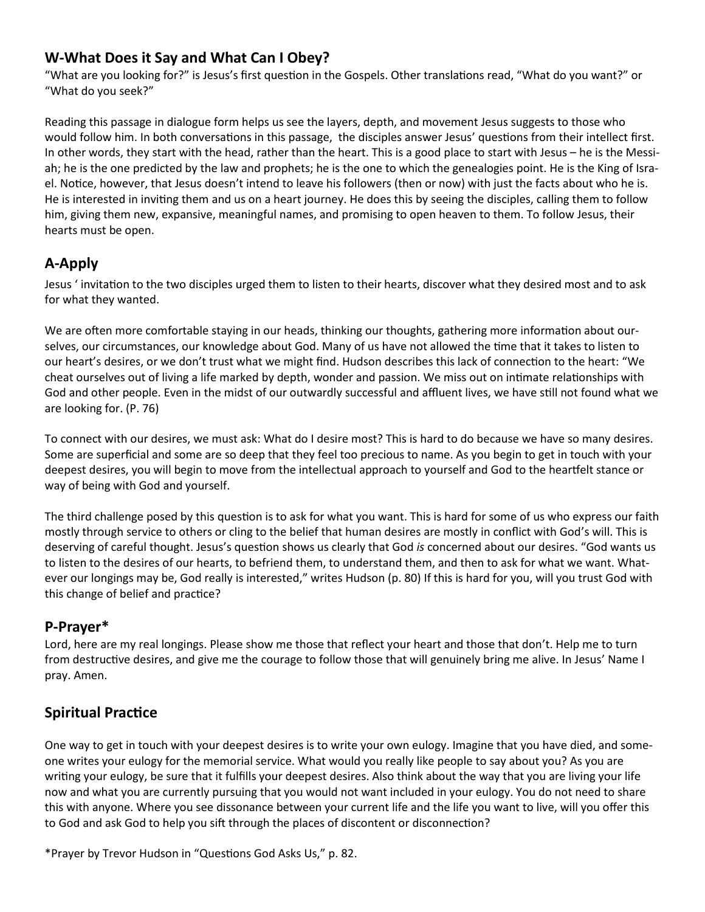## W-What Does it Say and What Can I Obey?

"What are you looking for?" is Jesus's first question in the Gospels. Other translations read, "What do you want?" or "What do you seek?"

Reading this passage in dialogue form helps us see the layers, depth, and movement Jesus suggests to those who would follow him. In both conversations in this passage, the disciples answer Jesus' questions from their intellect first. In other words, they start with the head, rather than the heart. This is a good place to start with Jesus – he is the Messiah; he is the one predicted by the law and prophets; he is the one to which the genealogies point. He is the King of Israel. Notice, however, that Jesus doesn't intend to leave his followers (then or now) with just the facts about who he is. He is interested in inviting them and us on a heart journey. He does this by seeing the disciples, calling them to follow him, giving them new, expansive, meaningful names, and promising to open heaven to them. To follow Jesus, their hearts must be open.

## A-Apply

Jesus ' invitation to the two disciples urged them to listen to their hearts, discover what they desired most and to ask for what they wanted.

We are often more comfortable staying in our heads, thinking our thoughts, gathering more information about ourselves, our circumstances, our knowledge about God. Many of us have not allowed the time that it takes to listen to our heart's desires, or we don't trust what we might find. Hudson describes this lack of connection to the heart: "We cheat ourselves out of living a life marked by depth, wonder and passion. We miss out on intimate relationships with God and other people. Even in the midst of our outwardly successful and affluent lives, we have still not found what we are looking for. (P. 76)

To connect with our desires, we must ask: What do I desire most? This is hard to do because we have so many desires. Some are superficial and some are so deep that they feel too precious to name. As you begin to get in touch with your deepest desires, you will begin to move from the intellectual approach to yourself and God to the heartfelt stance or way of being with God and yourself.

The third challenge posed by this question is to ask for what you want. This is hard for some of us who express our faith mostly through service to others or cling to the belief that human desires are mostly in conflict with God's will. This is deserving of careful thought. Jesus's question shows us clearly that God *is* concerned about our desires. "God wants us to listen to the desires of our hearts, to befriend them, to understand them, and then to ask for what we want. Whatever our longings may be, God really is interested," writes Hudson (p. 80) If this is hard for you, will you trust God with this change of belief and practice?

## P-Prayer*

Lord, here are my real longings. Please show me those that reflect your heart and those that don't. Help me to turn from destructive desires, and give me the courage to follow those that will genuinely bring me alive. In Jesus' Name I pray. Amen.

## Spiritual Practice

One way to get in touch with your deepest desires is to write your own eulogy. Imagine that you have died, and someone writes your eulogy for the memorial service. What would you really like people to say about you? As you are writing your eulogy, be sure that it fulfills your deepest desires. Also think about the way that you are living your life now and what you are currently pursuing that you would not want included in your eulogy. You do not need to share this with anyone. Where you see dissonance between your current life and the life you want to live, will you offer this to God and ask God to help you sift through the places of discontent or disconnection?

*Prayer by Trevor Hudson in "Questions God Asks Us," p. 82.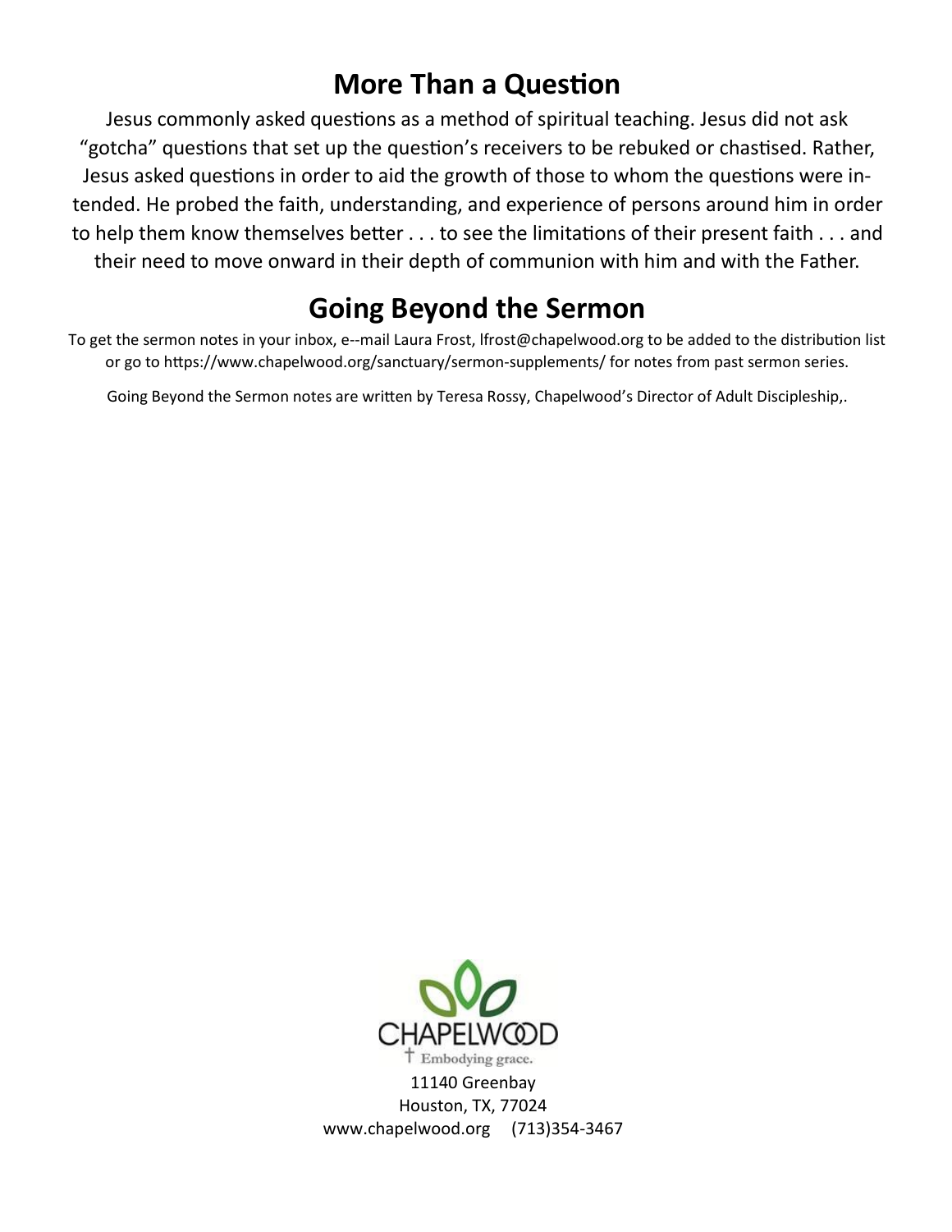## More Than a Question

Jesus commonly asked questions as a method of spiritual teaching. Jesus did not ask "gotcha" questions that set up the question's receivers to be rebuked or chastised. Rather, Jesus asked questions in order to aid the growth of those to whom the questions were intended. He probed the faith, understanding, and experience of persons around him in order to help them know themselves better . . . to see the limitations of their present faith . . . and their need to move onward in their depth of communion with him and with the Father.

## Going Beyond the Sermon

To get the sermon notes in your inbox, e--mail Laura Frost, lfrost@chapelwood.org to be added to the distribution list or go to https://www.chapelwood.org/sanctuary/sermon-supplements/ for notes from past sermon series.

Going Beyond the Sermon notes are written by Teresa Rossy, Chapelwood's Director of Adult Discipleship,.

CHAPELWOOD

Embodying grace.

11140 Greenbay
Houston, TX, 77024
www.chapelwood.org (713)354-3467